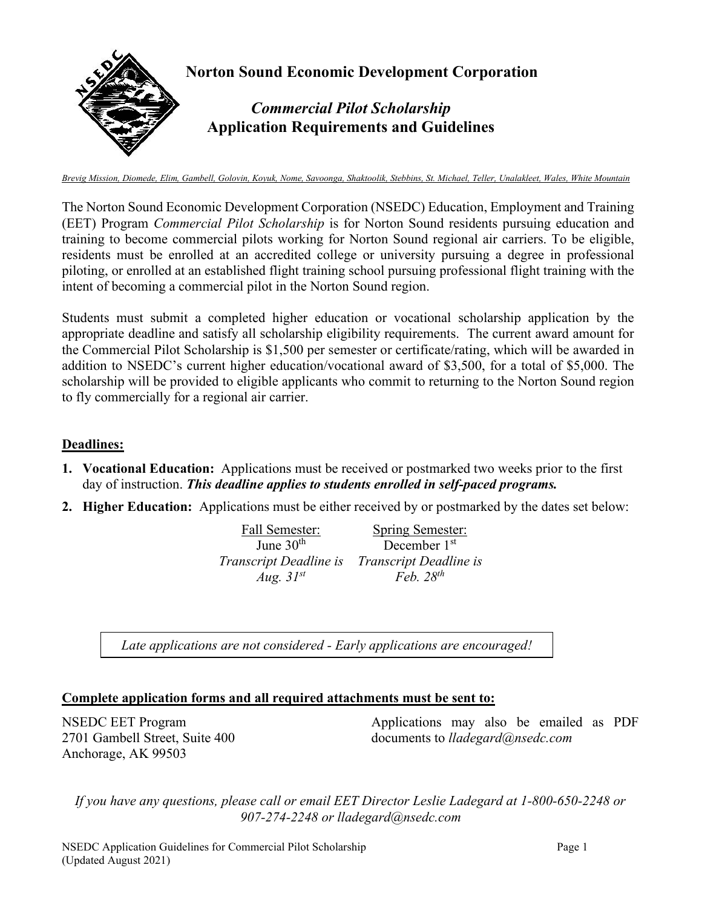# Norton Sound Economic Development Corporation

## *Commercial Pilot Scholarship*
## Application Requirements and Guidelines

*Brevig Mission, Diomede, Elim, Gambell, Golovin, Koyuk, Nome, Savoonga, Shaktoolik, Stebbins, St. Michael, Teller, Unalakleet, Wales, White Mountain*

The Norton Sound Economic Development Corporation (NSEDC) Education, Employment and Training (EET) Program *Commercial Pilot Scholarship* is for Norton Sound residents pursuing education and training to become commercial pilots working for Norton Sound regional air carriers. To be eligible, residents must be enrolled at an accredited college or university pursuing a degree in professional piloting, or enrolled at an established flight training school pursuing professional flight training with the intent of becoming a commercial pilot in the Norton Sound region.

Students must submit a completed higher education or vocational scholarship application by the appropriate deadline and satisfy all scholarship eligibility requirements. The current award amount for the Commercial Pilot Scholarship is $1,500 per semester or certificate/rating, which will be awarded in addition to NSEDC's current higher education/vocational award of $3,500, for a total of $5,000. The scholarship will be provided to eligible applicants who commit to returning to the Norton Sound region to fly commercially for a regional air carrier.

**Deadlines:**

1. **Vocational Education:** Applications must be received or postmarked two weeks prior to the first day of instruction. ***This deadline applies to students enrolled in self-paced programs.***
2. **Higher Education:** Applications must be either received by or postmarked by the dates set below:

| Fall Semester: | Spring Semester: |
| --- | --- |
| June 30th | December 1st |
| *Transcript Deadline is Aug. 31st* | *Transcript Deadline is Feb. 28th* |

*Late applications are not considered - Early applications are encouraged!*

**Complete application forms and all required attachments must be sent to:**

NSEDC EET Program
2701 Gambell Street, Suite 400
Anchorage, AK 99503

Applications may also be emailed as PDF documents to *lladegard@nsedc.com*

*If you have any questions, please call or email EET Director Leslie Ladegard at 1-800-650-2248 or 907-274-2248 or lladegard@nsedc.com*

NSEDC Application Guidelines for Commercial Pilot Scholarship
(Updated August 2021)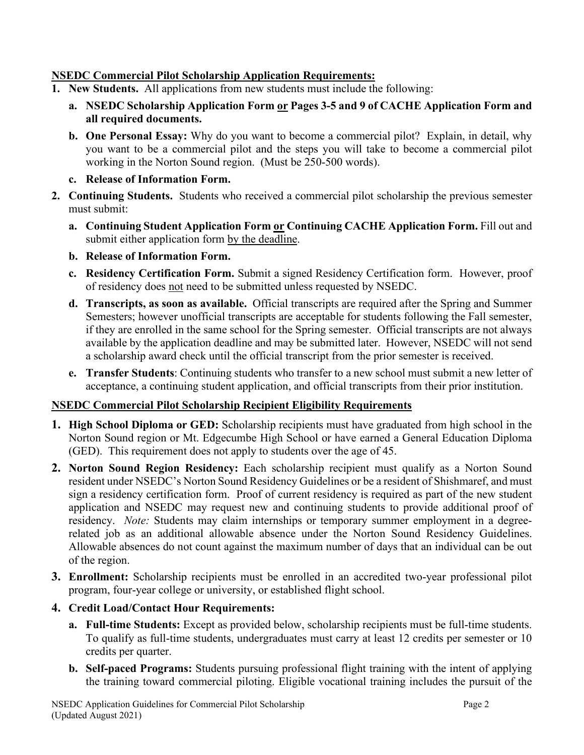**NSEDC Commercial Pilot Scholarship Application Requirements:**

1. **New Students.** All applications from new students must include the following:
   - a. **NSEDC Scholarship Application Form or Pages 3-5 and 9 of CACHE Application Form and all required documents.**
   - b. **One Personal Essay:** Why do you want to become a commercial pilot? Explain, in detail, why you want to be a commercial pilot and the steps you will take to become a commercial pilot working in the Norton Sound region. (Must be 250-500 words).
   - c. **Release of Information Form.**
2. **Continuing Students.** Students who received a commercial pilot scholarship the previous semester must submit:
   - a. **Continuing Student Application Form or Continuing CACHE Application Form.** Fill out and submit either application form by the deadline.
   - b. **Release of Information Form.**
   - c. **Residency Certification Form.** Submit a signed Residency Certification form. However, proof of residency does not need to be submitted unless requested by NSEDC.
   - d. **Transcripts, as soon as available.** Official transcripts are required after the Spring and Summer Semesters; however unofficial transcripts are acceptable for students following the Fall semester, if they are enrolled in the same school for the Spring semester. Official transcripts are not always available by the application deadline and may be submitted later. However, NSEDC will not send a scholarship award check until the official transcript from the prior semester is received.
   - e. **Transfer Students**: Continuing students who transfer to a new school must submit a new letter of acceptance, a continuing student application, and official transcripts from their prior institution.

**NSEDC Commercial Pilot Scholarship Recipient Eligibility Requirements**

1. **High School Diploma or GED:** Scholarship recipients must have graduated from high school in the Norton Sound region or Mt. Edgecumbe High School or have earned a General Education Diploma (GED). This requirement does not apply to students over the age of 45.
2. **Norton Sound Region Residency:** Each scholarship recipient must qualify as a Norton Sound resident under NSEDC's Norton Sound Residency Guidelines or be a resident of Shishmaref, and must sign a residency certification form. Proof of current residency is required as part of the new student application and NSEDC may request new and continuing students to provide additional proof of residency. *Note:* Students may claim internships or temporary summer employment in a degree-related job as an additional allowable absence under the Norton Sound Residency Guidelines. Allowable absences do not count against the maximum number of days that an individual can be out of the region.
3. **Enrollment:** Scholarship recipients must be enrolled in an accredited two-year professional pilot program, four-year college or university, or established flight school.
4. **Credit Load/Contact Hour Requirements:**
   - a. **Full-time Students:** Except as provided below, scholarship recipients must be full-time students. To qualify as full-time students, undergraduates must carry at least 12 credits per semester or 10 credits per quarter.
   - b. **Self-paced Programs:** Students pursuing professional flight training with the intent of applying the training toward commercial piloting. Eligible vocational training includes the pursuit of the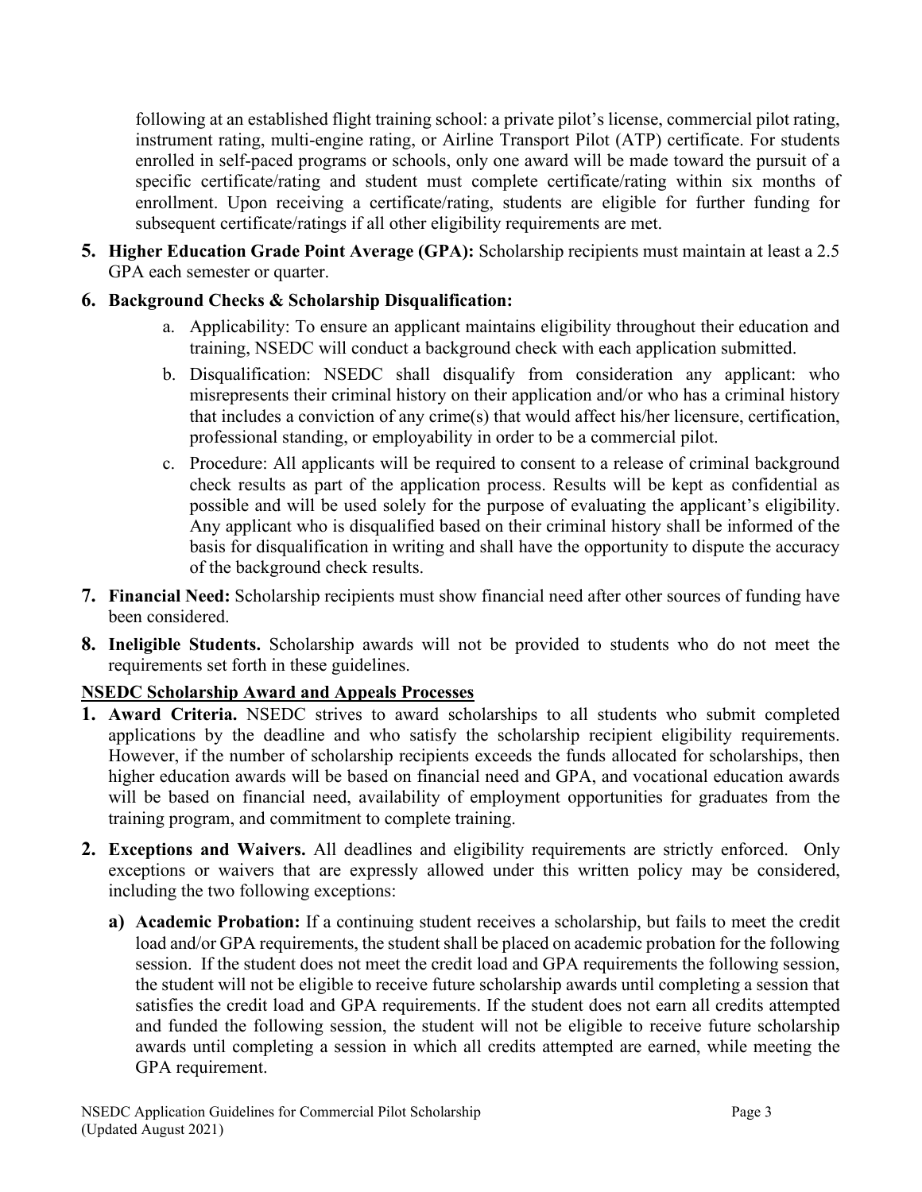following at an established flight training school: a private pilot's license, commercial pilot rating, instrument rating, multi-engine rating, or Airline Transport Pilot (ATP) certificate. For students enrolled in self-paced programs or schools, only one award will be made toward the pursuit of a specific certificate/rating and student must complete certificate/rating within six months of enrollment. Upon receiving a certificate/rating, students are eligible for further funding for subsequent certificate/ratings if all other eligibility requirements are met.

5. **Higher Education Grade Point Average (GPA):** Scholarship recipients must maintain at least a 2.5 GPA each semester or quarter.

6. **Background Checks & Scholarship Disqualification:**
   a. Applicability: To ensure an applicant maintains eligibility throughout their education and training, NSEDC will conduct a background check with each application submitted.
   b. Disqualification: NSEDC shall disqualify from consideration any applicant: who misrepresents their criminal history on their application and/or who has a criminal history that includes a conviction of any crime(s) that would affect his/her licensure, certification, professional standing, or employability in order to be a commercial pilot.
   c. Procedure: All applicants will be required to consent to a release of criminal background check results as part of the application process. Results will be kept as confidential as possible and will be used solely for the purpose of evaluating the applicant's eligibility. Any applicant who is disqualified based on their criminal history shall be informed of the basis for disqualification in writing and shall have the opportunity to dispute the accuracy of the background check results.

7. **Financial Need:** Scholarship recipients must show financial need after other sources of funding have been considered.

8. **Ineligible Students.** Scholarship awards will not be provided to students who do not meet the requirements set forth in these guidelines.

<u>**NSEDC Scholarship Award and Appeals Processes**</u>

1. **Award Criteria.** NSEDC strives to award scholarships to all students who submit completed applications by the deadline and who satisfy the scholarship recipient eligibility requirements. However, if the number of scholarship recipients exceeds the funds allocated for scholarships, then higher education awards will be based on financial need and GPA, and vocational education awards will be based on financial need, availability of employment opportunities for graduates from the training program, and commitment to complete training.

2. **Exceptions and Waivers.** All deadlines and eligibility requirements are strictly enforced. Only exceptions or waivers that are expressly allowed under this written policy may be considered, including the two following exceptions:

   **a) Academic Probation:** If a continuing student receives a scholarship, but fails to meet the credit load and/or GPA requirements, the student shall be placed on academic probation for the following session. If the student does not meet the credit load and GPA requirements the following session, the student will not be eligible to receive future scholarship awards until completing a session that satisfies the credit load and GPA requirements. If the student does not earn all credits attempted and funded the following session, the student will not be eligible to receive future scholarship awards until completing a session in which all credits attempted are earned, while meeting the GPA requirement.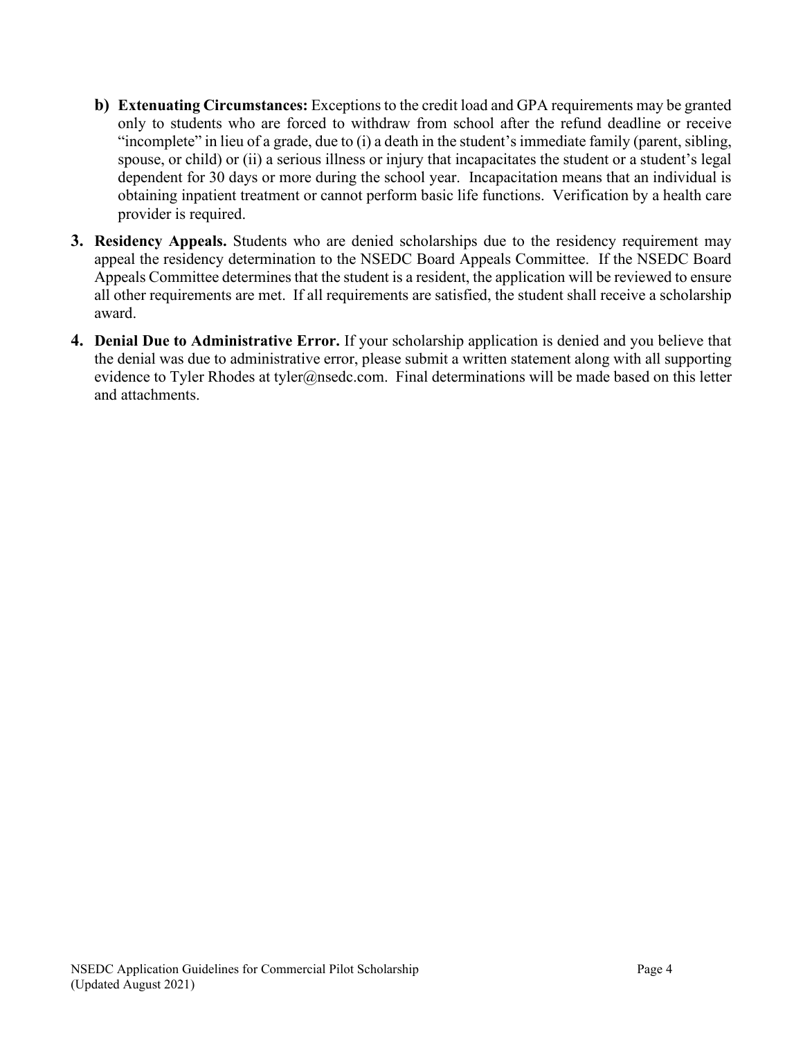b) **Extenuating Circumstances:** Exceptions to the credit load and GPA requirements may be granted only to students who are forced to withdraw from school after the refund deadline or receive "incomplete" in lieu of a grade, due to (i) a death in the student's immediate family (parent, sibling, spouse, or child) or (ii) a serious illness or injury that incapacitates the student or a student's legal dependent for 30 days or more during the school year. Incapacitation means that an individual is obtaining inpatient treatment or cannot perform basic life functions. Verification by a health care provider is required.

3. **Residency Appeals.** Students who are denied scholarships due to the residency requirement may appeal the residency determination to the NSEDC Board Appeals Committee. If the NSEDC Board Appeals Committee determines that the student is a resident, the application will be reviewed to ensure all other requirements are met. If all requirements are satisfied, the student shall receive a scholarship award.

4. **Denial Due to Administrative Error.** If your scholarship application is denied and you believe that the denial was due to administrative error, please submit a written statement along with all supporting evidence to Tyler Rhodes at tyler@nsedc.com. Final determinations will be made based on this letter and attachments.